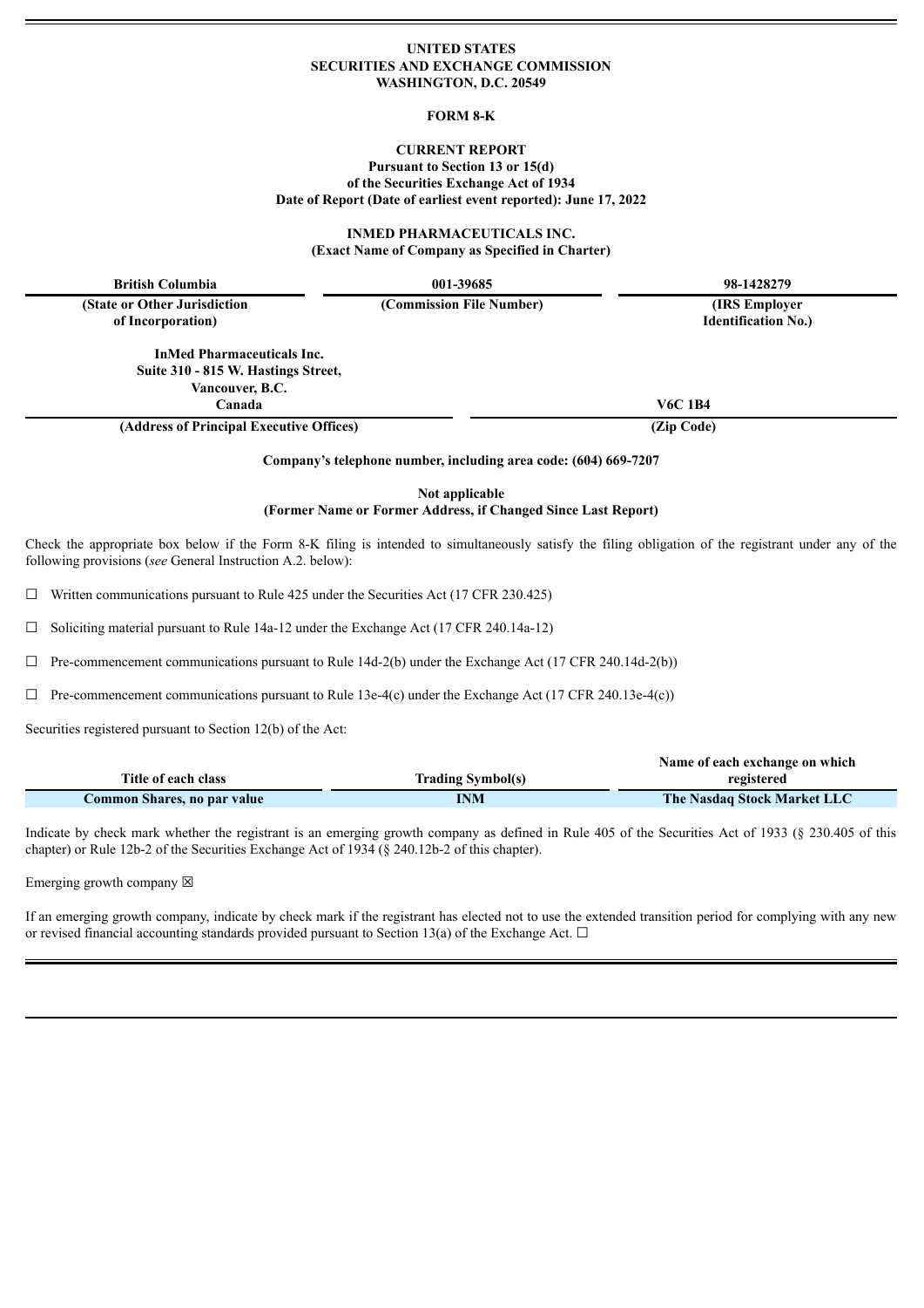**UNITED STATES**
**SECURITIES AND EXCHANGE COMMISSION**
**WASHINGTON, D.C. 20549**

**FORM 8-K**

**CURRENT REPORT**
**Pursuant to Section 13 or 15(d)**
**of the Securities Exchange Act of 1934**
**Date of Report (Date of earliest event reported): June 17, 2022**

**INMED PHARMACEUTICALS INC.**
**(Exact Name of Company as Specified in Charter)**

| British Columbia | 001-39685 | 98-1428279 |
|---|---|---|
| (State or Other Jurisdiction of Incorporation) | (Commission File Number) | (IRS Employer Identification No.) |

| InMed Pharmaceuticals Inc. Suite 310 - 815 W. Hastings Street, Vancouver, B.C. Canada | V6C 1B4 |
|---|---|
| (Address of Principal Executive Offices) | (Zip Code) |

**Company's telephone number, including area code: (604) 669-7207**

**Not applicable**
**(Former Name or Former Address, if Changed Since Last Report)**

Check the appropriate box below if the Form 8-K filing is intended to simultaneously satisfy the filing obligation of the registrant under any of the following provisions (*see* General Instruction A.2. below):

☐ Written communications pursuant to Rule 425 under the Securities Act (17 CFR 230.425)

☐ Soliciting material pursuant to Rule 14a-12 under the Exchange Act (17 CFR 240.14a-12)

☐ Pre-commencement communications pursuant to Rule 14d-2(b) under the Exchange Act (17 CFR 240.14d-2(b))

☐ Pre-commencement communications pursuant to Rule 13e-4(c) under the Exchange Act (17 CFR 240.13e-4(c))

Securities registered pursuant to Section 12(b) of the Act:

| Title of each class | Trading Symbol(s) | Name of each exchange on which registered |
|---|---|---|
| Common Shares, no par value | INM | The Nasdaq Stock Market LLC |

Indicate by check mark whether the registrant is an emerging growth company as defined in Rule 405 of the Securities Act of 1933 (§ 230.405 of this chapter) or Rule 12b-2 of the Securities Exchange Act of 1934 (§ 240.12b-2 of this chapter).

Emerging growth company ☒

If an emerging growth company, indicate by check mark if the registrant has elected not to use the extended transition period for complying with any new or revised financial accounting standards provided pursuant to Section 13(a) of the Exchange Act. ☐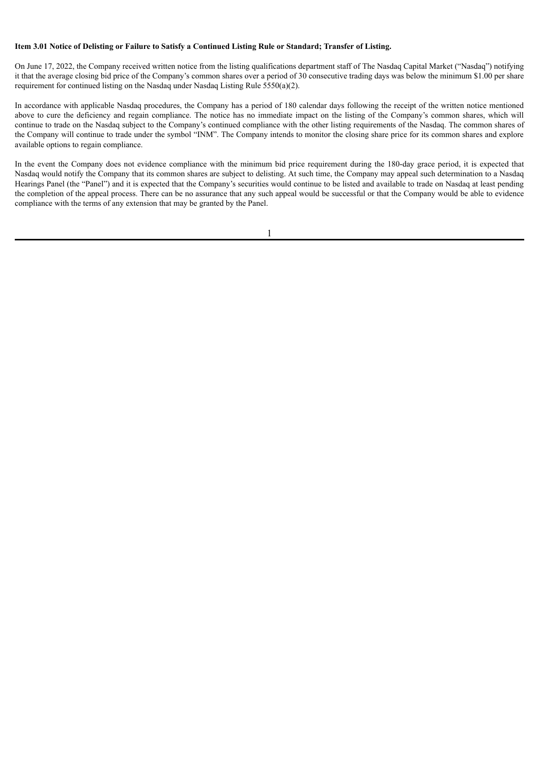**Item 3.01 Notice of Delisting or Failure to Satisfy a Continued Listing Rule or Standard; Transfer of Listing.**

On June 17, 2022, the Company received written notice from the listing qualifications department staff of The Nasdaq Capital Market ("Nasdaq") notifying it that the average closing bid price of the Company's common shares over a period of 30 consecutive trading days was below the minimum $1.00 per share requirement for continued listing on the Nasdaq under Nasdaq Listing Rule 5550(a)(2).

In accordance with applicable Nasdaq procedures, the Company has a period of 180 calendar days following the receipt of the written notice mentioned above to cure the deficiency and regain compliance. The notice has no immediate impact on the listing of the Company's common shares, which will continue to trade on the Nasdaq subject to the Company's continued compliance with the other listing requirements of the Nasdaq. The common shares of the Company will continue to trade under the symbol "INM". The Company intends to monitor the closing share price for its common shares and explore available options to regain compliance.

In the event the Company does not evidence compliance with the minimum bid price requirement during the 180-day grace period, it is expected that Nasdaq would notify the Company that its common shares are subject to delisting. At such time, the Company may appeal such determination to a Nasdaq Hearings Panel (the "Panel") and it is expected that the Company's securities would continue to be listed and available to trade on Nasdaq at least pending the completion of the appeal process. There can be no assurance that any such appeal would be successful or that the Company would be able to evidence compliance with the terms of any extension that may be granted by the Panel.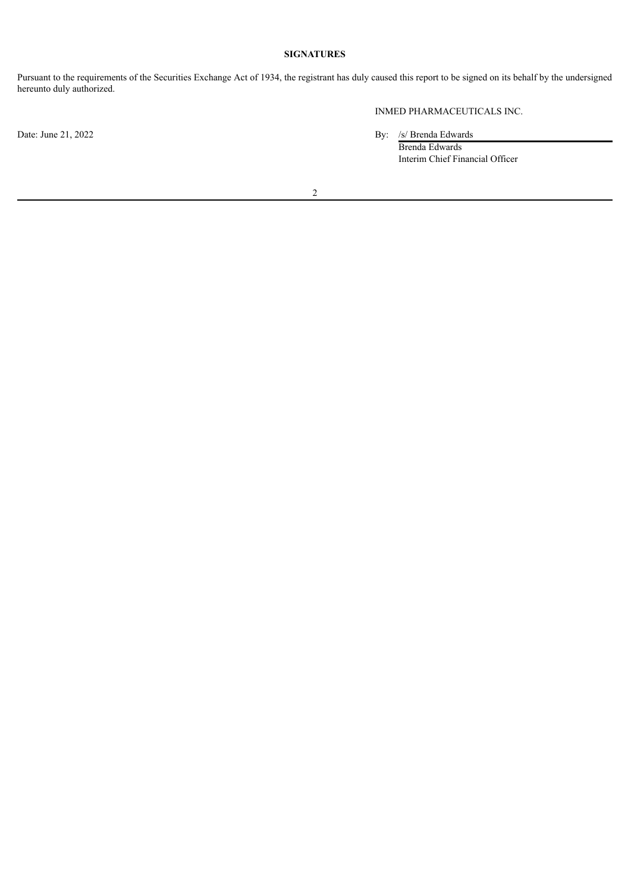**SIGNATURES**

Pursuant to the requirements of the Securities Exchange Act of 1934, the registrant has duly caused this report to be signed on its behalf by the undersigned hereunto duly authorized.

INMED PHARMACEUTICALS INC.

Date: June 21, 2022

By: /s/ Brenda Edwards
Brenda Edwards
Interim Chief Financial Officer